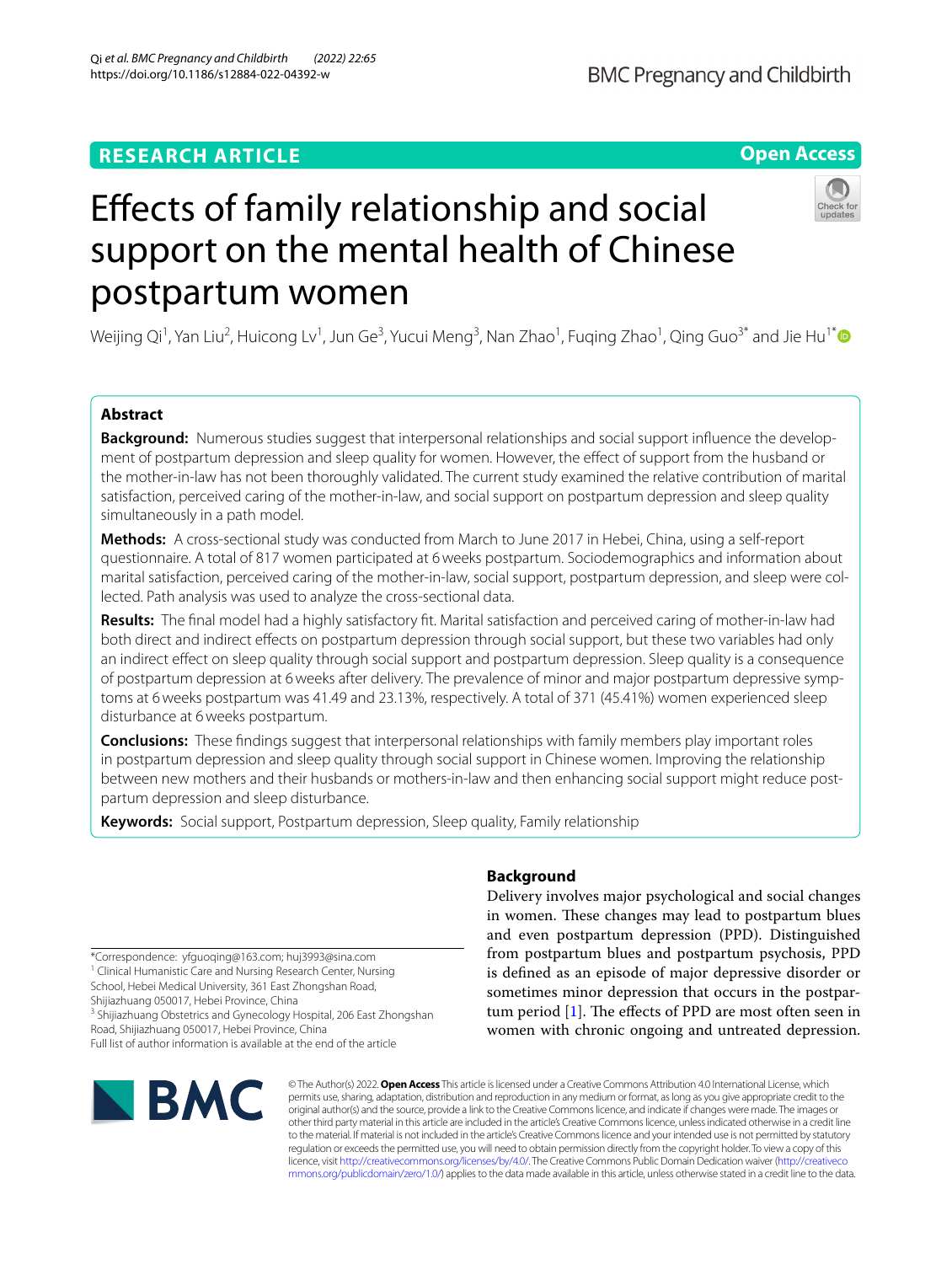RESEARCH ARTICLE

Open Access

# Effects of family relationship and social support on the mental health of Chinese postpartum women

Weijing Qi[1], Yan Liu[2], Huicong Lv[1], Jun Ge[3], Yucui Meng[3], Nan Zhao[1], Fuqing Zhao[1], Qing Guo[3*] and Jie Hu[1*]

## Abstract

**Background:** Numerous studies suggest that interpersonal relationships and social support influence the development of postpartum depression and sleep quality for women. However, the effect of support from the husband or the mother-in-law has not been thoroughly validated. The current study examined the relative contribution of marital satisfaction, perceived caring of the mother-in-law, and social support on postpartum depression and sleep quality simultaneously in a path model.

**Methods:** A cross-sectional study was conducted from March to June 2017 in Hebei, China, using a self-report questionnaire. A total of 817 women participated at 6 weeks postpartum. Sociodemographics and information about marital satisfaction, perceived caring of the mother-in-law, social support, postpartum depression, and sleep were collected. Path analysis was used to analyze the cross-sectional data.

**Results:** The final model had a highly satisfactory fit. Marital satisfaction and perceived caring of mother-in-law had both direct and indirect effects on postpartum depression through social support, but these two variables had only an indirect effect on sleep quality through social support and postpartum depression. Sleep quality is a consequence of postpartum depression at 6 weeks after delivery. The prevalence of minor and major postpartum depressive symptoms at 6 weeks postpartum was 41.49 and 23.13%, respectively. A total of 371 (45.41%) women experienced sleep disturbance at 6 weeks postpartum.

**Conclusions:** These findings suggest that interpersonal relationships with family members play important roles in postpartum depression and sleep quality through social support in Chinese women. Improving the relationship between new mothers and their husbands or mothers-in-law and then enhancing social support might reduce postpartum depression and sleep disturbance.

**Keywords:** Social support, Postpartum depression, Sleep quality, Family relationship

## Background

Delivery involves major psychological and social changes in women. These changes may lead to postpartum blues and even postpartum depression (PPD). Distinguished from postpartum blues and postpartum psychosis, PPD is defined as an episode of major depressive disorder or sometimes minor depression that occurs in the postpartum period [1]. The effects of PPD are most often seen in women with chronic ongoing and untreated depression.

*Correspondence: yfguoqing@163.com; huj3993@sina.com
[1] Clinical Humanistic Care and Nursing Research Center, Nursing School, Hebei Medical University, 361 East Zhongshan Road, Shijiazhuang 050017, Hebei Province, China
[3] Shijiazhuang Obstetrics and Gynecology Hospital, 206 East Zhongshan Road, Shijiazhuang 050017, Hebei Province, China
Full list of author information is available at the end of the article

© The Author(s) 2022. **Open Access** This article is licensed under a Creative Commons Attribution 4.0 International License, which permits use, sharing, adaptation, distribution and reproduction in any medium or format, as long as you give appropriate credit to the original author(s) and the source, provide a link to the Creative Commons licence, and indicate if changes were made. The images or other third party material in this article are included in the article's Creative Commons licence, unless indicated otherwise in a credit line to the material. If material is not included in the article's Creative Commons licence and your intended use is not permitted by statutory regulation or exceeds the permitted use, you will need to obtain permission directly from the copyright holder. To view a copy of this licence, visit http://creativecommons.org/licenses/by/4.0/. The Creative Commons Public Domain Dedication waiver (http://creativecommons.org/publicdomain/zero/1.0/) applies to the data made available in this article, unless otherwise stated in a credit line to the data.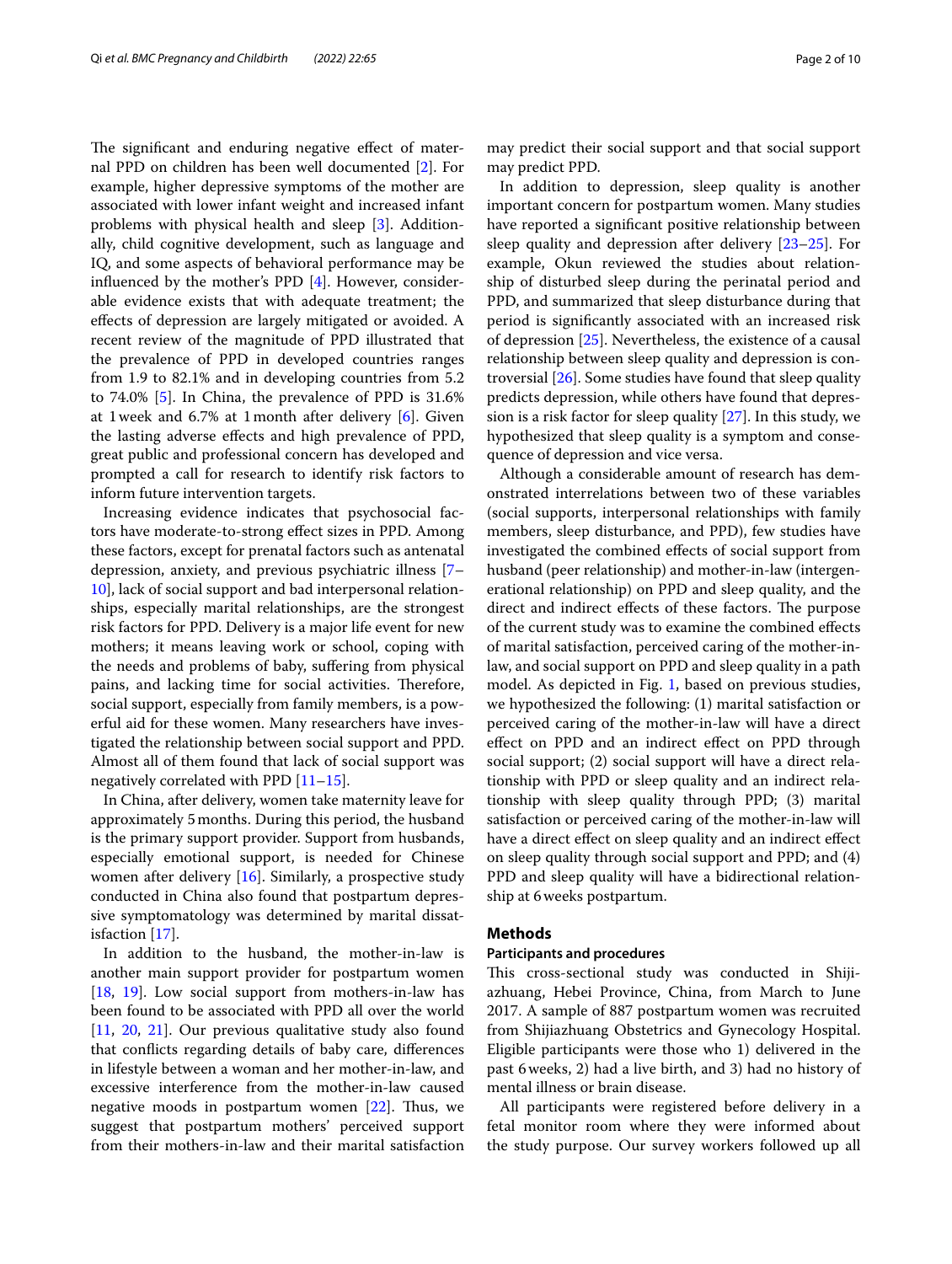The significant and enduring negative effect of maternal PPD on children has been well documented [2]. For example, higher depressive symptoms of the mother are associated with lower infant weight and increased infant problems with physical health and sleep [3]. Additionally, child cognitive development, such as language and IQ, and some aspects of behavioral performance may be influenced by the mother's PPD [4]. However, considerable evidence exists that with adequate treatment; the effects of depression are largely mitigated or avoided. A recent review of the magnitude of PPD illustrated that the prevalence of PPD in developed countries ranges from 1.9 to 82.1% and in developing countries from 5.2 to 74.0% [5]. In China, the prevalence of PPD is 31.6% at 1 week and 6.7% at 1 month after delivery [6]. Given the lasting adverse effects and high prevalence of PPD, great public and professional concern has developed and prompted a call for research to identify risk factors to inform future intervention targets.

Increasing evidence indicates that psychosocial factors have moderate-to-strong effect sizes in PPD. Among these factors, except for prenatal factors such as antenatal depression, anxiety, and previous psychiatric illness [7–10], lack of social support and bad interpersonal relationships, especially marital relationships, are the strongest risk factors for PPD. Delivery is a major life event for new mothers; it means leaving work or school, coping with the needs and problems of baby, suffering from physical pains, and lacking time for social activities. Therefore, social support, especially from family members, is a powerful aid for these women. Many researchers have investigated the relationship between social support and PPD. Almost all of them found that lack of social support was negatively correlated with PPD [11–15].

In China, after delivery, women take maternity leave for approximately 5 months. During this period, the husband is the primary support provider. Support from husbands, especially emotional support, is needed for Chinese women after delivery [16]. Similarly, a prospective study conducted in China also found that postpartum depressive symptomatology was determined by marital dissatisfaction [17].

In addition to the husband, the mother-in-law is another main support provider for postpartum women [18, 19]. Low social support from mothers-in-law has been found to be associated with PPD all over the world [11, 20, 21]. Our previous qualitative study also found that conflicts regarding details of baby care, differences in lifestyle between a woman and her mother-in-law, and excessive interference from the mother-in-law caused negative moods in postpartum women [22]. Thus, we suggest that postpartum mothers' perceived support from their mothers-in-law and their marital satisfaction may predict their social support and that social support may predict PPD.

In addition to depression, sleep quality is another important concern for postpartum women. Many studies have reported a significant positive relationship between sleep quality and depression after delivery [23–25]. For example, Okun reviewed the studies about relationship of disturbed sleep during the perinatal period and PPD, and summarized that sleep disturbance during that period is significantly associated with an increased risk of depression [25]. Nevertheless, the existence of a causal relationship between sleep quality and depression is controversial [26]. Some studies have found that sleep quality predicts depression, while others have found that depression is a risk factor for sleep quality [27]. In this study, we hypothesized that sleep quality is a symptom and consequence of depression and vice versa.

Although a considerable amount of research has demonstrated interrelations between two of these variables (social supports, interpersonal relationships with family members, sleep disturbance, and PPD), few studies have investigated the combined effects of social support from husband (peer relationship) and mother-in-law (intergenerational relationship) on PPD and sleep quality, and the direct and indirect effects of these factors. The purpose of the current study was to examine the combined effects of marital satisfaction, perceived caring of the mother-in-law, and social support on PPD and sleep quality in a path model. As depicted in Fig. 1, based on previous studies, we hypothesized the following: (1) marital satisfaction or perceived caring of the mother-in-law will have a direct effect on PPD and an indirect effect on PPD through social support; (2) social support will have a direct relationship with PPD or sleep quality and an indirect relationship with sleep quality through PPD; (3) marital satisfaction or perceived caring of the mother-in-law will have a direct effect on sleep quality and an indirect effect on sleep quality through social support and PPD; and (4) PPD and sleep quality will have a bidirectional relationship at 6 weeks postpartum.

## Methods

### Participants and procedures

This cross-sectional study was conducted in Shijiazhuang, Hebei Province, China, from March to June 2017. A sample of 887 postpartum women was recruited from Shijiazhuang Obstetrics and Gynecology Hospital. Eligible participants were those who 1) delivered in the past 6 weeks, 2) had a live birth, and 3) had no history of mental illness or brain disease.

All participants were registered before delivery in a fetal monitor room where they were informed about the study purpose. Our survey workers followed up all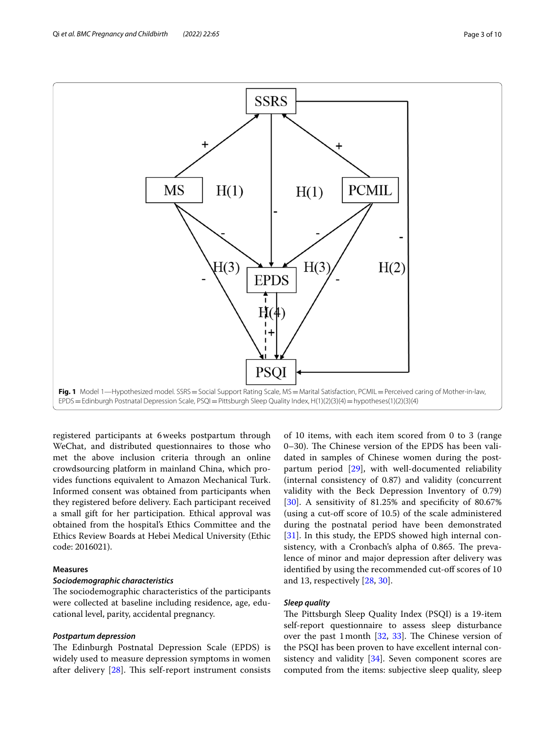Fig. 1 Model 1—Hypothesized model. SSRS = Social Support Rating Scale, MS = Marital Satisfaction, PCMIL = Perceived caring of Mother-in-law, EPDS = Edinburgh Postnatal Depression Scale, PSQI = Pittsburgh Sleep Quality Index, H(1)(2)(3)(4) = hypotheses(1)(2)(3)(4)

registered participants at 6 weeks postpartum through WeChat, and distributed questionnaires to those who met the above inclusion criteria through an online crowdsourcing platform in mainland China, which provides functions equivalent to Amazon Mechanical Turk. Informed consent was obtained from participants when they registered before delivery. Each participant received a small gift for her participation. Ethical approval was obtained from the hospital's Ethics Committee and the Ethics Review Boards at Hebei Medical University (Ethic code: 2016021).

### Measures

#### *Sociodemographic characteristics*

The sociodemographic characteristics of the participants were collected at baseline including residence, age, educational level, parity, accidental pregnancy.

#### *Postpartum depression*

The Edinburgh Postnatal Depression Scale (EPDS) is widely used to measure depression symptoms in women after delivery [28]. This self-report instrument consists of 10 items, with each item scored from 0 to 3 (range 0–30). The Chinese version of the EPDS has been validated in samples of Chinese women during the postpartum period [29], with well-documented reliability (internal consistency of 0.87) and validity (concurrent validity with the Beck Depression Inventory of 0.79) [30]. A sensitivity of 81.25% and specificity of 80.67% (using a cut-off score of 10.5) of the scale administered during the postnatal period have been demonstrated [31]. In this study, the EPDS showed high internal consistency, with a Cronbach's alpha of 0.865. The prevalence of minor and major depression after delivery was identified by using the recommended cut-off scores of 10 and 13, respectively [28, 30].

#### *Sleep quality*

The Pittsburgh Sleep Quality Index (PSQI) is a 19-item self-report questionnaire to assess sleep disturbance over the past 1 month [32, 33]. The Chinese version of the PSQI has been proven to have excellent internal consistency and validity [34]. Seven component scores are computed from the items: subjective sleep quality, sleep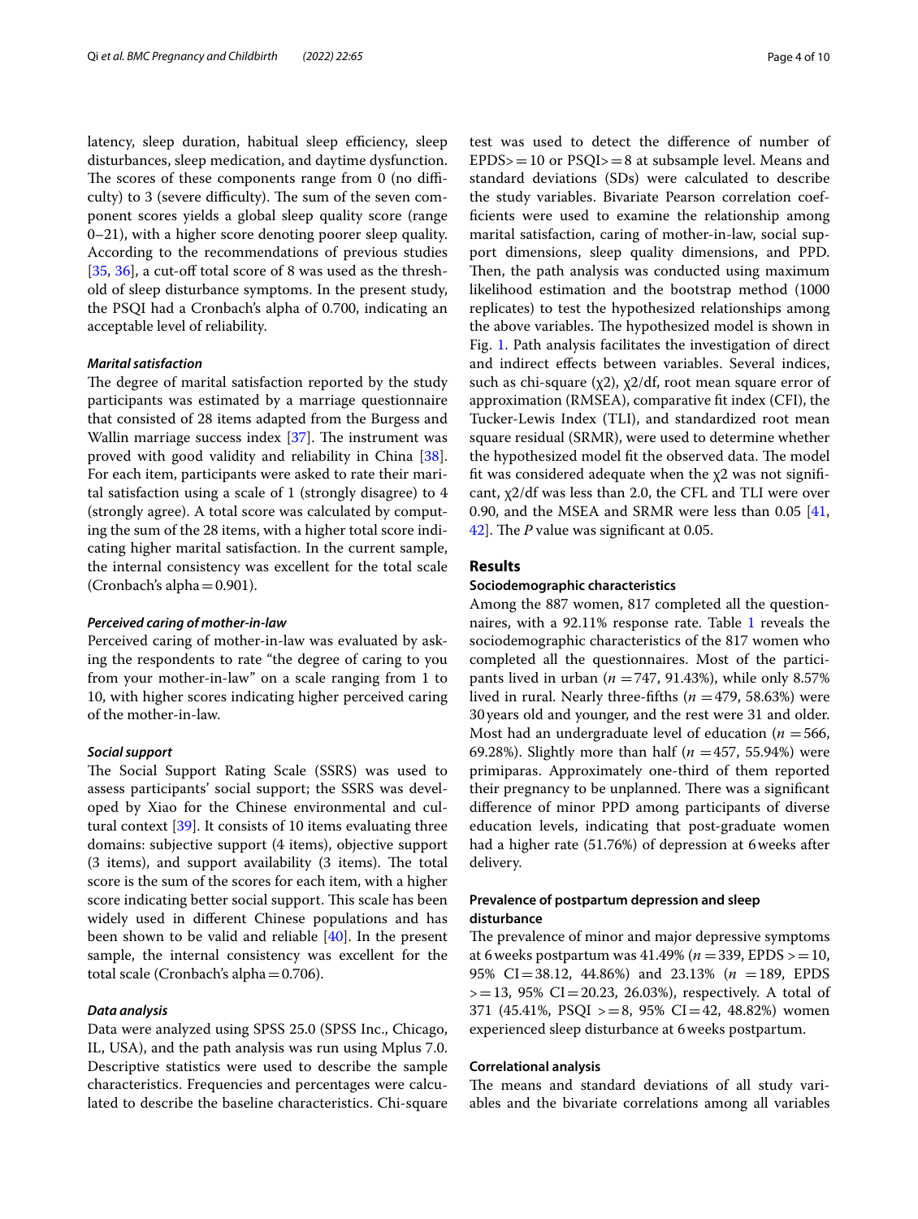latency, sleep duration, habitual sleep efficiency, sleep disturbances, sleep medication, and daytime dysfunction. The scores of these components range from 0 (no difficulty) to 3 (severe difficulty). The sum of the seven component scores yields a global sleep quality score (range 0–21), with a higher score denoting poorer sleep quality. According to the recommendations of previous studies [35, 36], a cut-off total score of 8 was used as the threshold of sleep disturbance symptoms. In the present study, the PSQI had a Cronbach's alpha of 0.700, indicating an acceptable level of reliability.

#### *Marital satisfaction*

The degree of marital satisfaction reported by the study participants was estimated by a marriage questionnaire that consisted of 28 items adapted from the Burgess and Wallin marriage success index [37]. The instrument was proved with good validity and reliability in China [38]. For each item, participants were asked to rate their marital satisfaction using a scale of 1 (strongly disagree) to 4 (strongly agree). A total score was calculated by computing the sum of the 28 items, with a higher total score indicating higher marital satisfaction. In the current sample, the internal consistency was excellent for the total scale (Cronbach's alpha = 0.901).

#### *Perceived caring of mother-in-law*

Perceived caring of mother-in-law was evaluated by asking the respondents to rate "the degree of caring to you from your mother-in-law" on a scale ranging from 1 to 10, with higher scores indicating higher perceived caring of the mother-in-law.

#### *Social support*

The Social Support Rating Scale (SSRS) was used to assess participants' social support; the SSRS was developed by Xiao for the Chinese environmental and cultural context [39]. It consists of 10 items evaluating three domains: subjective support (4 items), objective support (3 items), and support availability (3 items). The total score is the sum of the scores for each item, with a higher score indicating better social support. This scale has been widely used in different Chinese populations and has been shown to be valid and reliable [40]. In the present sample, the internal consistency was excellent for the total scale (Cronbach's alpha = 0.706).

#### *Data analysis*

Data were analyzed using SPSS 25.0 (SPSS Inc., Chicago, IL, USA), and the path analysis was run using Mplus 7.0. Descriptive statistics were used to describe the sample characteristics. Frequencies and percentages were calculated to describe the baseline characteristics. Chi-square test was used to detect the difference of number of EPDS> = 10 or PSQI> = 8 at subsample level. Means and standard deviations (SDs) were calculated to describe the study variables. Bivariate Pearson correlation coefficients were used to examine the relationship among marital satisfaction, caring of mother-in-law, social support dimensions, sleep quality dimensions, and PPD. Then, the path analysis was conducted using maximum likelihood estimation and the bootstrap method (1000 replicates) to test the hypothesized relationships among the above variables. The hypothesized model is shown in Fig. 1. Path analysis facilitates the investigation of direct and indirect effects between variables. Several indices, such as chi-square ($\chi 2$), $\chi 2$/df, root mean square error of approximation (RMSEA), comparative fit index (CFI), the Tucker-Lewis Index (TLI), and standardized root mean square residual (SRMR), were used to determine whether the hypothesized model fit the observed data. The model fit was considered adequate when the $\chi 2$ was not significant, $\chi 2$/df was less than 2.0, the CFL and TLI were over 0.90, and the MSEA and SRMR were less than 0.05 [41, 42]. The *P* value was significant at 0.05.

## Results

### Sociodemographic characteristics

Among the 887 women, 817 completed all the questionnaires, with a 92.11% response rate. Table 1 reveals the sociodemographic characteristics of the 817 women who completed all the questionnaires. Most of the participants lived in urban (*n* = 747, 91.43%), while only 8.57% lived in rural. Nearly three-fifths (*n* = 479, 58.63%) were 30 years old and younger, and the rest were 31 and older. Most had an undergraduate level of education (*n* = 566, 69.28%). Slightly more than half (*n* = 457, 55.94%) were primiparas. Approximately one-third of them reported their pregnancy to be unplanned. There was a significant difference of minor PPD among participants of diverse education levels, indicating that post-graduate women had a higher rate (51.76%) of depression at 6 weeks after delivery.

### Prevalence of postpartum depression and sleep disturbance

The prevalence of minor and major depressive symptoms at 6 weeks postpartum was 41.49% (*n* = 339, EPDS > = 10, 95% CI = 38.12, 44.86%) and 23.13% (*n* = 189, EPDS > = 13, 95% CI = 20.23, 26.03%), respectively. A total of 371 (45.41%, PSQI > = 8, 95% CI = 42, 48.82%) women experienced sleep disturbance at 6 weeks postpartum.

### Correlational analysis

The means and standard deviations of all study variables and the bivariate correlations among all variables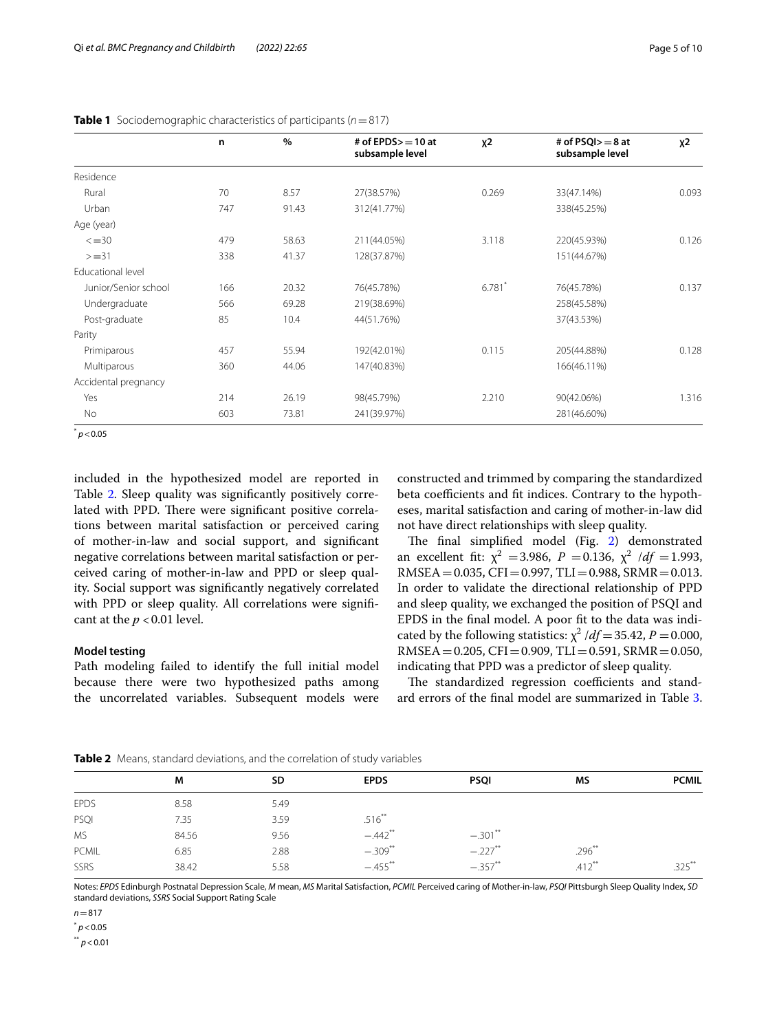**Table 1** Sociodemographic characteristics of participants ($n = 817$)

| | n | % | # of EPDS>=10 at subsample level | χ2 | # of PSQI>=8 at subsample level | χ2 |
|---|---|---|---|---|---|---|
| Residence | | | | | | |
| Rural | 70 | 8.57 | 27(38.57%) | 0.269 | 33(47.14%) | 0.093 |
| Urban | 747 | 91.43 | 312(41.77%) | | 338(45.25%) | |
| Age (year) | | | | | | |
| <=30 | 479 | 58.63 | 211(44.05%) | 3.118 | 220(45.93%) | 0.126 |
| >=31 | 338 | 41.37 | 128(37.87%) | | 151(44.67%) | |
| Educational level | | | | | | |
| Junior/Senior school | 166 | 20.32 | 76(45.78%) | 6.781* | 76(45.78%) | 0.137 |
| Undergraduate | 566 | 69.28 | 219(38.69%) | | 258(45.58%) | |
| Post-graduate | 85 | 10.4 | 44(51.76%) | | 37(43.53%) | |
| Parity | | | | | | |
| Primiparous | 457 | 55.94 | 192(42.01%) | 0.115 | 205(44.88%) | 0.128 |
| Multiparous | 360 | 44.06 | 147(40.83%) | | 166(46.11%) | |
| Accidental pregnancy | | | | | | |
| Yes | 214 | 26.19 | 98(45.79%) | 2.210 | 90(42.06%) | 1.316 |
| No | 603 | 73.81 | 241(39.97%) | | 281(46.60%) | |

* $p < 0.05$

included in the hypothesized model are reported in Table 2. Sleep quality was significantly positively correlated with PPD. There were significant positive correlations between marital satisfaction or perceived caring of mother-in-law and social support, and significant negative correlations between marital satisfaction or perceived caring of mother-in-law and PPD or sleep quality. Social support was significantly negatively correlated with PPD or sleep quality. All correlations were significant at the $p < 0.01$ level.

### Model testing

Path modeling failed to identify the full initial model because there were two hypothesized paths among the uncorrelated variables. Subsequent models were constructed and trimmed by comparing the standardized beta coefficients and fit indices. Contrary to the hypotheses, marital satisfaction and caring of mother-in-law did not have direct relationships with sleep quality.

The final simplified model (Fig. 2) demonstrated an excellent fit: $\chi^2 = 3.986$, $P = 0.136$, $\chi^2/df = 1.993$, RMSEA = 0.035, CFI = 0.997, TLI = 0.988, SRMR = 0.013. In order to validate the directional relationship of PPD and sleep quality, we exchanged the position of PSQI and EPDS in the final model. A poor fit to the data was indicated by the following statistics: $\chi^2/df = 35.42$, $P = 0.000$, RMSEA = 0.205, CFI = 0.909, TLI = 0.591, SRMR = 0.050, indicating that PPD was a predictor of sleep quality.

The standardized regression coefficients and standard errors of the final model are summarized in Table 3.

**Table 2** Means, standard deviations, and the correlation of study variables

| | M | SD | EPDS | PSQI | MS | PCMIL |
|---|---|---|---|---|---|---|
| EPDS | 8.58 | 5.49 | | | | |
| PSQI | 7.35 | 3.59 | .516** | | | |
| MS | 84.56 | 9.56 | −.442** | −.301** | | |
| PCMIL | 6.85 | 2.88 | −.309** | −.227** | .296** | |
| SSRS | 38.42 | 5.58 | −.455** | −.357** | .412** | .325** |

Notes: *EPDS* Edinburgh Postnatal Depression Scale, *M* mean, *MS* Marital Satisfaction, *PCMIL* Perceived caring of Mother-in-law, *PSQI* Pittsburgh Sleep Quality Index, *SD* standard deviations, *SSRS* Social Support Rating Scale

$n = 817$

* $p < 0.05$

** $p < 0.01$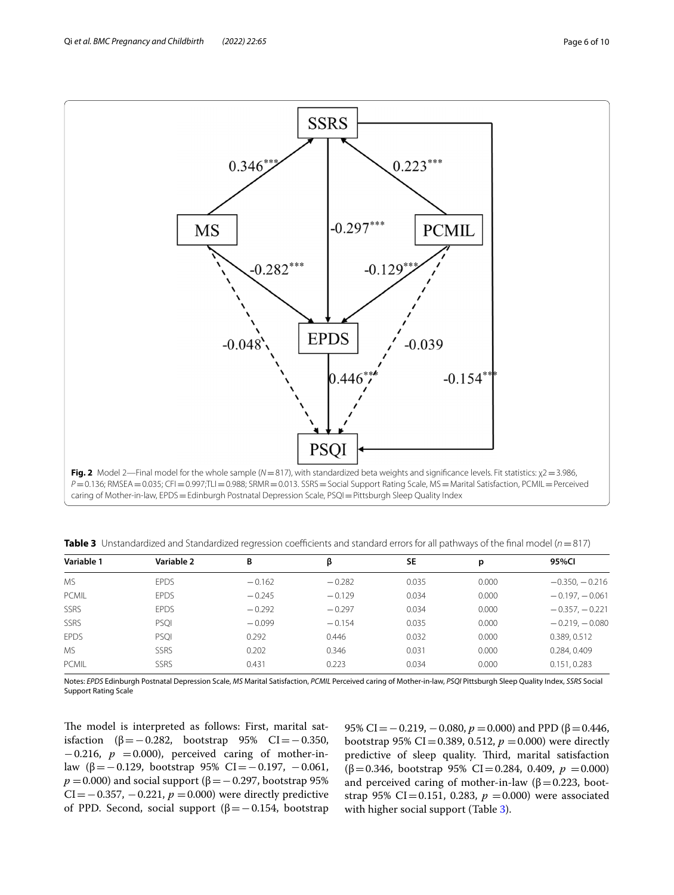**Fig. 2** Model 2—Final model for the whole sample ($N = 817$), with standardized beta weights and significance levels. Fit statistics: $\chi 2 = 3.986$, $P = 0.136$; RMSEA = 0.035; CFI = 0.997;TLI = 0.988; SRMR = 0.013. SSRS = Social Support Rating Scale, MS = Marital Satisfaction, PCMIL = Perceived caring of Mother-in-law, EPDS = Edinburgh Postnatal Depression Scale, PSQI = Pittsburgh Sleep Quality Index

**Table 3** Unstandardized and Standardized regression coefficients and standard errors for all pathways of the final model ($n = 817$)

| Variable 1 | Variable 2 | B | β | SE | p | 95%CI |
|---|---|---|---|---|---|---|
| MS | EPDS | −0.162 | −0.282 | 0.035 | 0.000 | −0.350, −0.216 |
| PCMIL | EPDS | −0.245 | −0.129 | 0.034 | 0.000 | −0.197, −0.061 |
| SSRS | EPDS | −0.292 | −0.297 | 0.034 | 0.000 | −0.357, −0.221 |
| SSRS | PSQI | −0.099 | −0.154 | 0.035 | 0.000 | −0.219, −0.080 |
| EPDS | PSQI | 0.292 | 0.446 | 0.032 | 0.000 | 0.389, 0.512 |
| MS | SSRS | 0.202 | 0.346 | 0.031 | 0.000 | 0.284, 0.409 |
| PCMIL | SSRS | 0.431 | 0.223 | 0.034 | 0.000 | 0.151, 0.283 |

Notes: *EPDS* Edinburgh Postnatal Depression Scale, *MS* Marital Satisfaction, *PCMIL* Perceived caring of Mother-in-law, *PSQI* Pittsburgh Sleep Quality Index, *SSRS* Social Support Rating Scale

The model is interpreted as follows: First, marital satisfaction ($\beta = -0.282$, bootstrap 95% CI = −0.350, −0.216, $p = 0.000$), perceived caring of mother-in-law ($\beta = -0.129$, bootstrap 95% CI = −0.197, −0.061, $p = 0.000$) and social support ($\beta = -0.297$, bootstrap 95% CI = −0.357, −0.221, $p = 0.000$) were directly predictive of PPD. Second, social support ($\beta = -0.154$, bootstrap 95% CI = −0.219, −0.080, $p = 0.000$) and PPD ($\beta = 0.446$, bootstrap 95% CI = 0.389, 0.512, $p = 0.000$) were directly predictive of sleep quality. Third, marital satisfaction ($\beta = 0.346$, bootstrap 95% CI = 0.284, 0.409, $p = 0.000$) and perceived caring of mother-in-law ($\beta = 0.223$, bootstrap 95% CI = 0.151, 0.283, $p = 0.000$) were associated with higher social support (Table 3).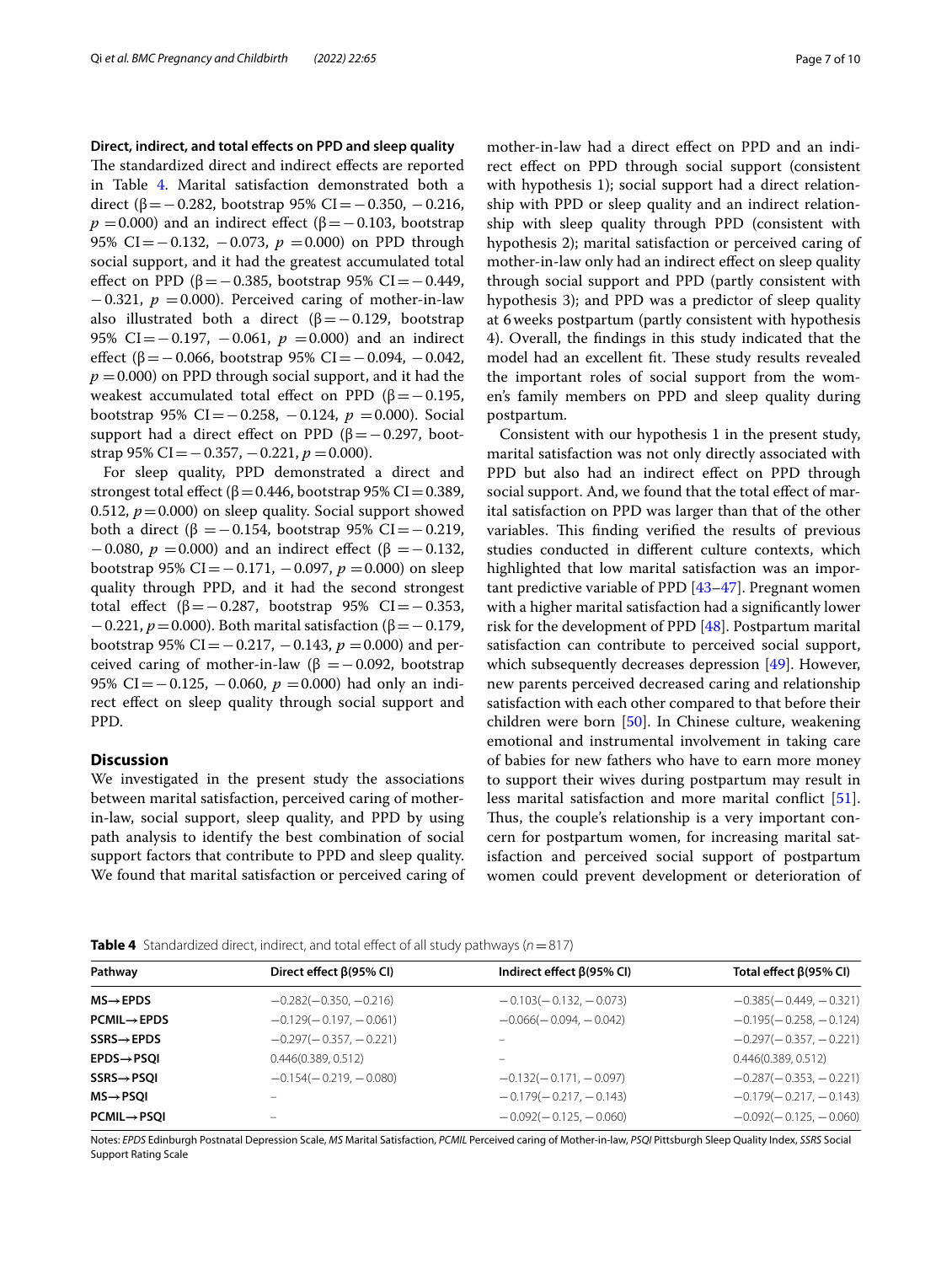**Direct, indirect, and total effects on PPD and sleep quality**

The standardized direct and indirect effects are reported in Table 4. Marital satisfaction demonstrated both a direct (β = − 0.282, bootstrap 95% CI = − 0.350, − 0.216, $p$ = 0.000) and an indirect effect (β = − 0.103, bootstrap 95% CI = − 0.132, − 0.073, $p$ = 0.000) on PPD through social support, and it had the greatest accumulated total effect on PPD (β = − 0.385, bootstrap 95% CI = − 0.449, − 0.321, $p$ = 0.000). Perceived caring of mother-in-law also illustrated both a direct (β = − 0.129, bootstrap 95% CI = − 0.197, − 0.061, $p$ = 0.000) and an indirect effect (β = − 0.066, bootstrap 95% CI = − 0.094, − 0.042, $p$ = 0.000) on PPD through social support, and it had the weakest accumulated total effect on PPD (β = − 0.195, bootstrap 95% CI = − 0.258, − 0.124, $p$ = 0.000). Social support had a direct effect on PPD (β = − 0.297, bootstrap 95% CI = − 0.357, − 0.221, $p$ = 0.000).

For sleep quality, PPD demonstrated a direct and strongest total effect (β = 0.446, bootstrap 95% CI = 0.389, 0.512, $p$ = 0.000) on sleep quality. Social support showed both a direct (β = − 0.154, bootstrap 95% CI = − 0.219, − 0.080, $p$ = 0.000) and an indirect effect (β = − 0.132, bootstrap 95% CI = − 0.171, − 0.097, $p$ = 0.000) on sleep quality through PPD, and it had the second strongest total effect (β = − 0.287, bootstrap 95% CI = − 0.353, − 0.221, $p$ = 0.000). Both marital satisfaction (β = − 0.179, bootstrap 95% CI = − 0.217, − 0.143, $p$ = 0.000) and perceived caring of mother-in-law (β = − 0.092, bootstrap 95% CI = − 0.125, − 0.060, $p$ = 0.000) had only an indirect effect on sleep quality through social support and PPD.

## Discussion

We investigated in the present study the associations between marital satisfaction, perceived caring of mother-in-law, social support, sleep quality, and PPD by using path analysis to identify the best combination of social support factors that contribute to PPD and sleep quality. We found that marital satisfaction or perceived caring of mother-in-law had a direct effect on PPD and an indirect effect on PPD through social support (consistent with hypothesis 1); social support had a direct relationship with PPD or sleep quality and an indirect relationship with sleep quality through PPD (consistent with hypothesis 2); marital satisfaction or perceived caring of mother-in-law only had an indirect effect on sleep quality through social support and PPD (partly consistent with hypothesis 3); and PPD was a predictor of sleep quality at 6 weeks postpartum (partly consistent with hypothesis 4). Overall, the findings in this study indicated that the model had an excellent fit. These study results revealed the important roles of social support from the women's family members on PPD and sleep quality during postpartum.

Consistent with our hypothesis 1 in the present study, marital satisfaction was not only directly associated with PPD but also had an indirect effect on PPD through social support. And, we found that the total effect of marital satisfaction on PPD was larger than that of the other variables. This finding verified the results of previous studies conducted in different culture contexts, which highlighted that low marital satisfaction was an important predictive variable of PPD [43–47]. Pregnant women with a higher marital satisfaction had a significantly lower risk for the development of PPD [48]. Postpartum marital satisfaction can contribute to perceived social support, which subsequently decreases depression [49]. However, new parents perceived decreased caring and relationship satisfaction with each other compared to that before their children were born [50]. In Chinese culture, weakening emotional and instrumental involvement in taking care of babies for new fathers who have to earn more money to support their wives during postpartum may result in less marital satisfaction and more marital conflict [51]. Thus, the couple's relationship is a very important concern for postpartum women, for increasing marital satisfaction and perceived social support of postpartum women could prevent development or deterioration of

**Table 4** Standardized direct, indirect, and total effect of all study pathways ($n$ = 817)

| Pathway | Direct effect β(95% CI) | Indirect effect β(95% CI) | Total effect β(95% CI) |
|---|---|---|---|
| **MS→EPDS** | −0.282(−0.350, −0.216) | − 0.103(− 0.132, − 0.073) | −0.385(− 0.449, − 0.321) |
| **PCMIL→EPDS** | −0.129(− 0.197, − 0.061) | −0.066(− 0.094, − 0.042) | −0.195(− 0.258, − 0.124) |
| **SSRS→EPDS** | −0.297(− 0.357, − 0.221) | – | −0.297(− 0.357, − 0.221) |
| **EPDS→PSQI** | 0.446(0.389, 0.512) | – | 0.446(0.389, 0.512) |
| **SSRS→PSQI** | −0.154(− 0.219, − 0.080) | −0.132(− 0.171, − 0.097) | −0.287(− 0.353, − 0.221) |
| **MS→PSQI** | – | − 0.179(− 0.217, − 0.143) | −0.179(− 0.217, − 0.143) |
| **PCMIL→PSQI** | – | − 0.092(− 0.125, − 0.060) | −0.092(− 0.125, − 0.060) |

Notes: *EPDS* Edinburgh Postnatal Depression Scale, *MS* Marital Satisfaction, *PCMIL* Perceived caring of Mother-in-law, *PSQI* Pittsburgh Sleep Quality Index, *SSRS* Social Support Rating Scale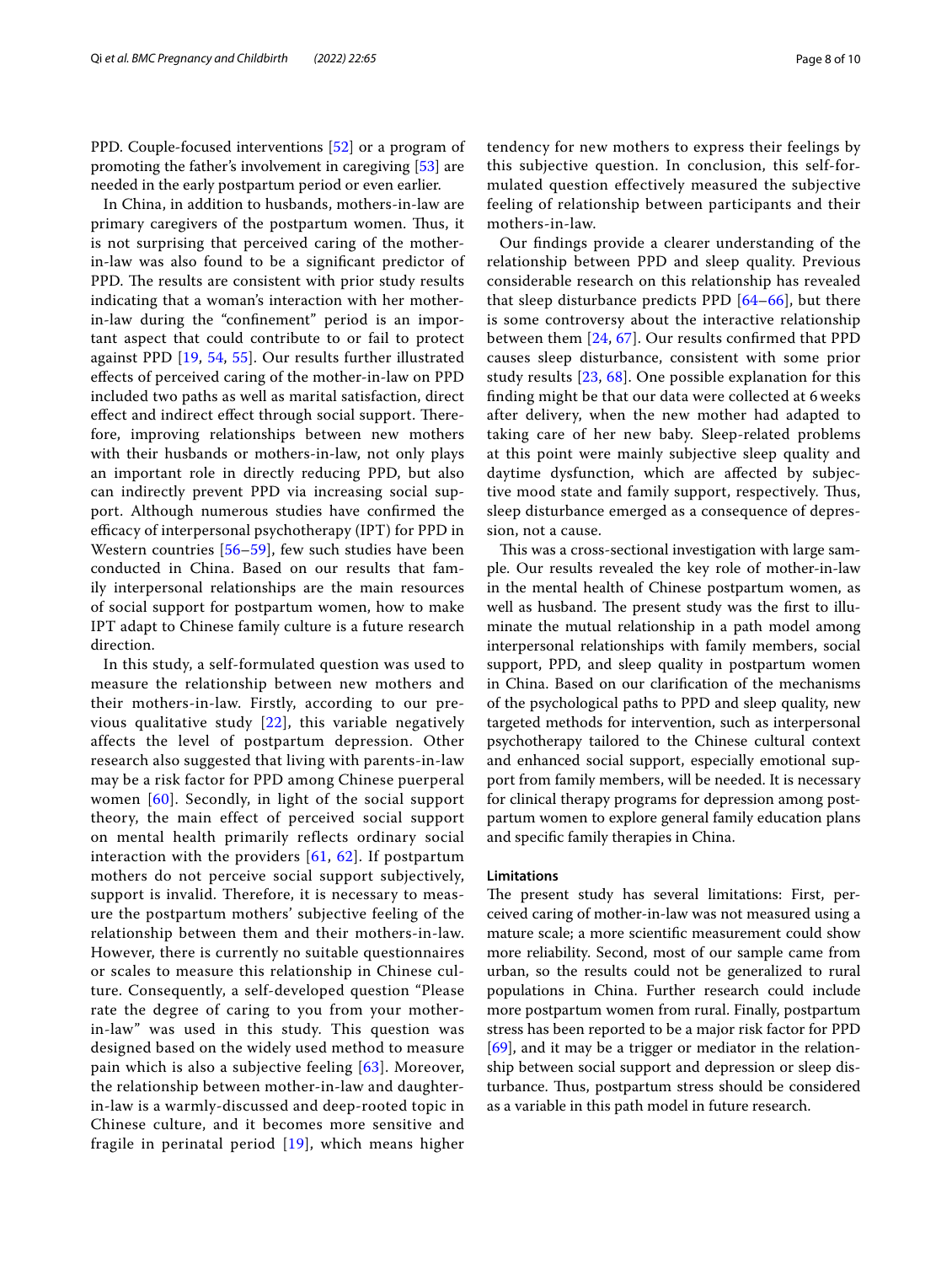PPD. Couple-focused interventions [52] or a program of promoting the father's involvement in caregiving [53] are needed in the early postpartum period or even earlier.

In China, in addition to husbands, mothers-in-law are primary caregivers of the postpartum women. Thus, it is not surprising that perceived caring of the mother-in-law was also found to be a significant predictor of PPD. The results are consistent with prior study results indicating that a woman's interaction with her mother-in-law during the "confinement" period is an important aspect that could contribute to or fail to protect against PPD [19, 54, 55]. Our results further illustrated effects of perceived caring of the mother-in-law on PPD included two paths as well as marital satisfaction, direct effect and indirect effect through social support. Therefore, improving relationships between new mothers with their husbands or mothers-in-law, not only plays an important role in directly reducing PPD, but also can indirectly prevent PPD via increasing social support. Although numerous studies have confirmed the efficacy of interpersonal psychotherapy (IPT) for PPD in Western countries [56–59], few such studies have been conducted in China. Based on our results that family interpersonal relationships are the main resources of social support for postpartum women, how to make IPT adapt to Chinese family culture is a future research direction.

In this study, a self-formulated question was used to measure the relationship between new mothers and their mothers-in-law. Firstly, according to our previous qualitative study [22], this variable negatively affects the level of postpartum depression. Other research also suggested that living with parents-in-law may be a risk factor for PPD among Chinese puerperal women [60]. Secondly, in light of the social support theory, the main effect of perceived social support on mental health primarily reflects ordinary social interaction with the providers [61, 62]. If postpartum mothers do not perceive social support subjectively, support is invalid. Therefore, it is necessary to measure the postpartum mothers' subjective feeling of the relationship between them and their mothers-in-law. However, there is currently no suitable questionnaires or scales to measure this relationship in Chinese culture. Consequently, a self-developed question "Please rate the degree of caring to you from your mother-in-law" was used in this study. This question was designed based on the widely used method to measure pain which is also a subjective feeling [63]. Moreover, the relationship between mother-in-law and daughter-in-law is a warmly-discussed and deep-rooted topic in Chinese culture, and it becomes more sensitive and fragile in perinatal period [19], which means higher tendency for new mothers to express their feelings by this subjective question. In conclusion, this self-formulated question effectively measured the subjective feeling of relationship between participants and their mothers-in-law.

Our findings provide a clearer understanding of the relationship between PPD and sleep quality. Previous considerable research on this relationship has revealed that sleep disturbance predicts PPD [64–66], but there is some controversy about the interactive relationship between them [24, 67]. Our results confirmed that PPD causes sleep disturbance, consistent with some prior study results [23, 68]. One possible explanation for this finding might be that our data were collected at 6 weeks after delivery, when the new mother had adapted to taking care of her new baby. Sleep-related problems at this point were mainly subjective sleep quality and daytime dysfunction, which are affected by subjective mood state and family support, respectively. Thus, sleep disturbance emerged as a consequence of depression, not a cause.

This was a cross-sectional investigation with large sample. Our results revealed the key role of mother-in-law in the mental health of Chinese postpartum women, as well as husband. The present study was the first to illuminate the mutual relationship in a path model among interpersonal relationships with family members, social support, PPD, and sleep quality in postpartum women in China. Based on our clarification of the mechanisms of the psychological paths to PPD and sleep quality, new targeted methods for intervention, such as interpersonal psychotherapy tailored to the Chinese cultural context and enhanced social support, especially emotional support from family members, will be needed. It is necessary for clinical therapy programs for depression among postpartum women to explore general family education plans and specific family therapies in China.

### Limitations

The present study has several limitations: First, perceived caring of mother-in-law was not measured using a mature scale; a more scientific measurement could show more reliability. Second, most of our sample came from urban, so the results could not be generalized to rural populations in China. Further research could include more postpartum women from rural. Finally, postpartum stress has been reported to be a major risk factor for PPD [69], and it may be a trigger or mediator in the relationship between social support and depression or sleep disturbance. Thus, postpartum stress should be considered as a variable in this path model in future research.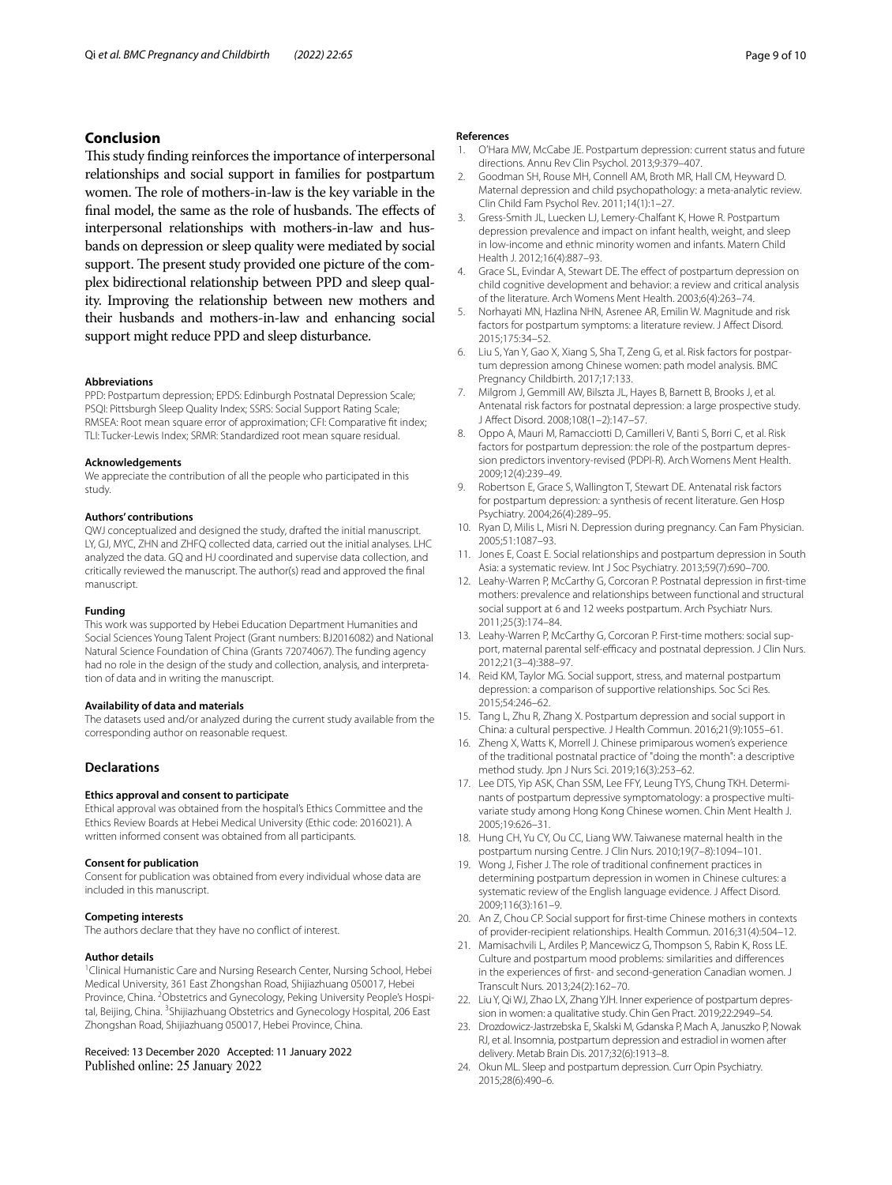## Conclusion

This study finding reinforces the importance of interpersonal relationships and social support in families for postpartum women. The role of mothers-in-law is the key variable in the final model, the same as the role of husbands. The effects of interpersonal relationships with mothers-in-law and husbands on depression or sleep quality were mediated by social support. The present study provided one picture of the complex bidirectional relationship between PPD and sleep quality. Improving the relationship between new mothers and their husbands and mothers-in-law and enhancing social support might reduce PPD and sleep disturbance.

#### Abbreviations

PPD: Postpartum depression; EPDS: Edinburgh Postnatal Depression Scale; PSQI: Pittsburgh Sleep Quality Index; SSRS: Social Support Rating Scale; RMSEA: Root mean square error of approximation; CFI: Comparative fit index; TLI: Tucker-Lewis Index; SRMR: Standardized root mean square residual.

#### Acknowledgements

We appreciate the contribution of all the people who participated in this study.

#### Authors' contributions

QWJ conceptualized and designed the study, drafted the initial manuscript. LY, GJ, MYC, ZHN and ZHFQ collected data, carried out the initial analyses. LHC analyzed the data. GQ and HJ coordinated and supervise data collection, and critically reviewed the manuscript. The author(s) read and approved the final manuscript.

#### Funding

This work was supported by Hebei Education Department Humanities and Social Sciences Young Talent Project (Grant numbers: BJ2016082) and National Natural Science Foundation of China (Grants 72074067). The funding agency had no role in the design of the study and collection, analysis, and interpretation of data and in writing the manuscript.

#### Availability of data and materials

The datasets used and/or analyzed during the current study available from the corresponding author on reasonable request.

## Declarations

#### Ethics approval and consent to participate

Ethical approval was obtained from the hospital's Ethics Committee and the Ethics Review Boards at Hebei Medical University (Ethic code: 2016021). A written informed consent was obtained from all participants.

#### Consent for publication

Consent for publication was obtained from every individual whose data are included in this manuscript.

#### Competing interests

The authors declare that they have no conflict of interest.

#### Author details

[1]Clinical Humanistic Care and Nursing Research Center, Nursing School, Hebei Medical University, 361 East Zhongshan Road, Shijiazhuang 050017, Hebei Province, China. [2]Obstetrics and Gynecology, Peking University People's Hospital, Beijing, China. [3]Shijiazhuang Obstetrics and Gynecology Hospital, 206 East Zhongshan Road, Shijiazhuang 050017, Hebei Province, China.

Received: 13 December 2020 Accepted: 11 January 2022
Published online: 25 January 2022

#### References

1. O'Hara MW, McCabe JE. Postpartum depression: current status and future directions. Annu Rev Clin Psychol. 2013;9:379–407.
2. Goodman SH, Rouse MH, Connell AM, Broth MR, Hall CM, Heyward D. Maternal depression and child psychopathology: a meta-analytic review. Clin Child Fam Psychol Rev. 2011;14(1):1–27.
3. Gress-Smith JL, Luecken LJ, Lemery-Chalfant K, Howe R. Postpartum depression prevalence and impact on infant health, weight, and sleep in low-income and ethnic minority women and infants. Matern Child Health J. 2012;16(4):887–93.
4. Grace SL, Evindar A, Stewart DE. The effect of postpartum depression on child cognitive development and behavior: a review and critical analysis of the literature. Arch Womens Ment Health. 2003;6(4):263–74.
5. Norhayati MN, Hazlina NHN, Asrenee AR, Emilin W. Magnitude and risk factors for postpartum symptoms: a literature review. J Affect Disord. 2015;175:34–52.
6. Liu S, Yan Y, Gao X, Xiang S, Sha T, Zeng G, et al. Risk factors for postpartum depression among Chinese women: path model analysis. BMC Pregnancy Childbirth. 2017;17:133.
7. Milgrom J, Gemmill AW, Bilszta JL, Hayes B, Barnett B, Brooks J, et al. Antenatal risk factors for postnatal depression: a large prospective study. J Affect Disord. 2008;108(1–2):147–57.
8. Oppo A, Mauri M, Ramacciotti D, Camilleri V, Banti S, Borri C, et al. Risk factors for postpartum depression: the role of the postpartum depression predictors inventory-revised (PDPI-R). Arch Womens Ment Health. 2009;12(4):239–49.
9. Robertson E, Grace S, Wallington T, Stewart DE. Antenatal risk factors for postpartum depression: a synthesis of recent literature. Gen Hosp Psychiatry. 2004;26(4):289–95.
10. Ryan D, Milis L, Misri N. Depression during pregnancy. Can Fam Physician. 2005;51:1087–93.
11. Jones E, Coast E. Social relationships and postpartum depression in South Asia: a systematic review. Int J Soc Psychiatry. 2013;59(7):690–700.
12. Leahy-Warren P, McCarthy G, Corcoran P. Postnatal depression in first-time mothers: prevalence and relationships between functional and structural social support at 6 and 12 weeks postpartum. Arch Psychiatr Nurs. 2011;25(3):174–84.
13. Leahy-Warren P, McCarthy G, Corcoran P. First-time mothers: social support, maternal parental self-efficacy and postnatal depression. J Clin Nurs. 2012;21(3–4):388–97.
14. Reid KM, Taylor MG. Social support, stress, and maternal postpartum depression: a comparison of supportive relationships. Soc Sci Res. 2015;54:246–62.
15. Tang L, Zhu R, Zhang X. Postpartum depression and social support in China: a cultural perspective. J Health Commun. 2016;21(9):1055–61.
16. Zheng X, Watts K, Morrell J. Chinese primiparous women's experience of the traditional postnatal practice of "doing the month": a descriptive method study. Jpn J Nurs Sci. 2019;16(3):253–62.
17. Lee DTS, Yip ASK, Chan SSM, Lee FFY, Leung TYS, Chung TKH. Determinants of postpartum depressive symptomatology: a prospective multivariate study among Hong Kong Chinese women. Chin Ment Health J. 2005;19:626–31.
18. Hung CH, Yu CY, Ou CC, Liang WW. Taiwanese maternal health in the postpartum nursing Centre. J Clin Nurs. 2010;19(7–8):1094–101.
19. Wong J, Fisher J. The role of traditional confinement practices in determining postpartum depression in women in Chinese cultures: a systematic review of the English language evidence. J Affect Disord. 2009;116(3):161–9.
20. An Z, Chou CP. Social support for first-time Chinese mothers in contexts of provider-recipient relationships. Health Commun. 2016;31(4):504–12.
21. Mamisachvili L, Ardiles P, Mancewicz G, Thompson S, Rabin K, Ross LE. Culture and postpartum mood problems: similarities and differences in the experiences of first- and second-generation Canadian women. J Transcult Nurs. 2013;24(2):162–70.
22. Liu Y, Qi WJ, Zhao LX, Zhang YJH. Inner experience of postpartum depression in women: a qualitative study. Chin Gen Pract. 2019;22:2949–54.
23. Drozdowicz-Jastrzebska E, Skalski M, Gdanska P, Mach A, Januszko P, Nowak RJ, et al. Insomnia, postpartum depression and estradiol in women after delivery. Metab Brain Dis. 2017;32(6):1913–8.
24. Okun ML. Sleep and postpartum depression. Curr Opin Psychiatry. 2015;28(6):490–6.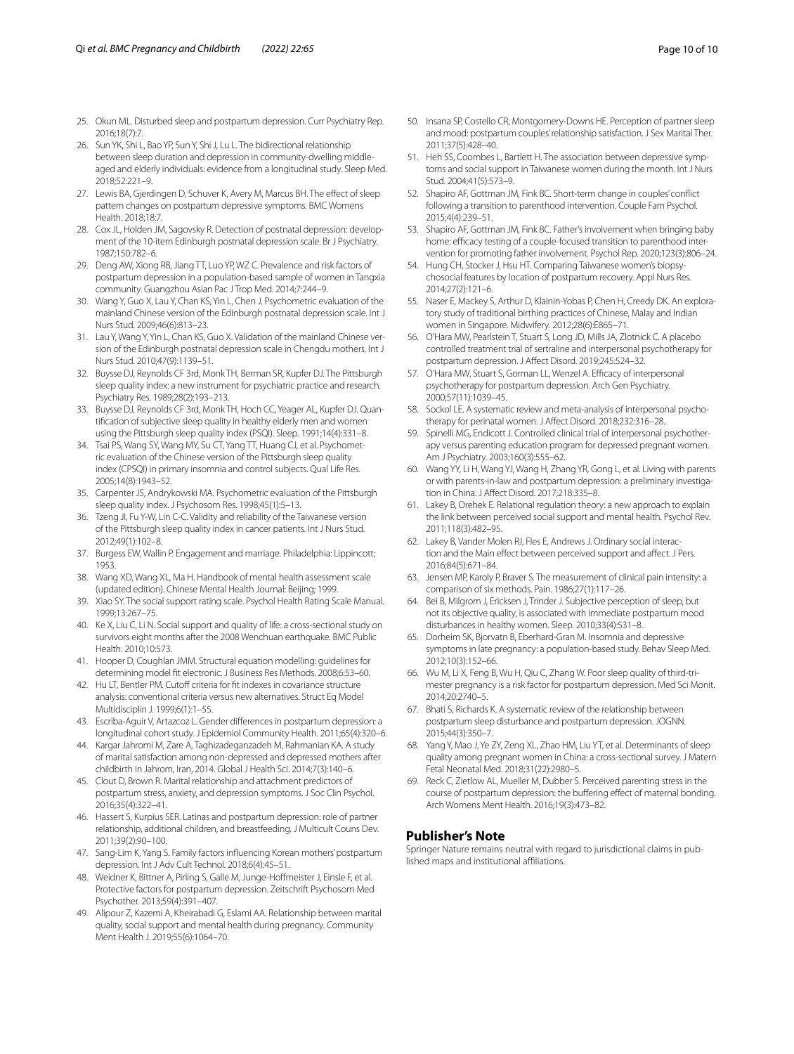25. Okun ML. Disturbed sleep and postpartum depression. Curr Psychiatry Rep. 2016;18(7):7.
26. Sun YK, Shi L, Bao YP, Sun Y, Shi J, Lu L. The bidirectional relationship between sleep duration and depression in community-dwelling middle-aged and elderly individuals: evidence from a longitudinal study. Sleep Med. 2018;52:221–9.
27. Lewis BA, Gjerdingen D, Schuver K, Avery M, Marcus BH. The effect of sleep pattern changes on postpartum depressive symptoms. BMC Womens Health. 2018;18:7.
28. Cox JL, Holden JM, Sagovsky R. Detection of postnatal depression: development of the 10-item Edinburgh postnatal depression scale. Br J Psychiatry. 1987;150:782–6.
29. Deng AW, Xiong RB, Jiang TT, Luo YP, WZ C. Prevalence and risk factors of postpartum depression in a population-based sample of women in Tangxia community. Guangzhou Asian Pac J Trop Med. 2014;7:244–9.
30. Wang Y, Guo X, Lau Y, Chan KS, Yin L, Chen J. Psychometric evaluation of the mainland Chinese version of the Edinburgh postnatal depression scale. Int J Nurs Stud. 2009;46(6):813–23.
31. Lau Y, Wang Y, Yin L, Chan KS, Guo X. Validation of the mainland Chinese version of the Edinburgh postnatal depression scale in Chengdu mothers. Int J Nurs Stud. 2010;47(9):1139–51.
32. Buysse DJ, Reynolds CF 3rd, Monk TH, Berman SR, Kupfer DJ. The Pittsburgh sleep quality index: a new instrument for psychiatric practice and research. Psychiatry Res. 1989;28(2):193–213.
33. Buysse DJ, Reynolds CF 3rd, Monk TH, Hoch CC, Yeager AL, Kupfer DJ. Quantification of subjective sleep quality in healthy elderly men and women using the Pittsburgh sleep quality index (PSQI). Sleep. 1991;14(4):331–8.
34. Tsai PS, Wang SY, Wang MY, Su CT, Yang TT, Huang CJ, et al. Psychometric evaluation of the Chinese version of the Pittsburgh sleep quality index (CPSQI) in primary insomnia and control subjects. Qual Life Res. 2005;14(8):1943–52.
35. Carpenter JS, Andrykowski MA. Psychometric evaluation of the Pittsburgh sleep quality index. J Psychosom Res. 1998;45(1):5–13.
36. Tzeng JI, Fu Y-W, Lin C-C. Validity and reliability of the Taiwanese version of the Pittsburgh sleep quality index in cancer patients. Int J Nurs Stud. 2012;49(1):102–8.
37. Burgess EW, Wallin P. Engagement and marriage. Philadelphia: Lippincott; 1953.
38. Wang XD, Wang XL, Ma H. Handbook of mental health assessment scale (updated edition). Chinese Mental Health Journal: Beijing; 1999.
39. Xiao SY. The social support rating scale. Psychol Health Rating Scale Manual. 1999;13:267–75.
40. Ke X, Liu C, Li N. Social support and quality of life: a cross-sectional study on survivors eight months after the 2008 Wenchuan earthquake. BMC Public Health. 2010;10:573.
41. Hooper D, Coughlan JMM. Structural equation modelling: guidelines for determining model fit electronic. J Business Res Methods. 2008;6:53–60.
42. Hu LT, Bentler PM. Cutoff criteria for fit indexes in covariance structure analysis: conventional criteria versus new alternatives. Struct Eq Model Multidisciplin J. 1999;6(1):1–55.
43. Escriba-Aguir V, Artazcoz L. Gender differences in postpartum depression: a longitudinal cohort study. J Epidemiol Community Health. 2011;65(4):320–6.
44. Kargar Jahromi M, Zare A, Taghizadeganzadeh M, Rahmanian KA. A study of marital satisfaction among non-depressed and depressed mothers after childbirth in Jahrom, Iran, 2014. Global J Health Sci. 2014;7(3):140–6.
45. Clout D, Brown R. Marital relationship and attachment predictors of postpartum stress, anxiety, and depression symptoms. J Soc Clin Psychol. 2016;35(4):322–41.
46. Hassert S, Kurpius SER. Latinas and postpartum depression: role of partner relationship, additional children, and breastfeeding. J Multicult Couns Dev. 2011;39(2):90–100.
47. Sang-Lim K, Yang S. Family factors influencing Korean mothers' postpartum depression. Int J Adv Cult Technol. 2018;6(4):45–51.
48. Weidner K, Bittner A, Pirling S, Galle M, Junge-Hoffmeister J, Einsle F, et al. Protective factors for postpartum depression. Zeitschrift Psychosom Med Psychother. 2013;59(4):391–407.
49. Alipour Z, Kazemi A, Kheirabadi G, Eslami AA. Relationship between marital quality, social support and mental health during pregnancy. Community Ment Health J. 2019;55(6):1064–70.
50. Insana SP, Costello CR, Montgomery-Downs HE. Perception of partner sleep and mood: postpartum couples' relationship satisfaction. J Sex Marital Ther. 2011;37(5):428–40.
51. Heh SS, Coombes L, Bartlett H. The association between depressive symptoms and social support in Taiwanese women during the month. Int J Nurs Stud. 2004;41(5):573–9.
52. Shapiro AF, Gottman JM, Fink BC. Short-term change in couples' conflict following a transition to parenthood intervention. Couple Fam Psychol. 2015;4(4):239–51.
53. Shapiro AF, Gottman JM, Fink BC. Father's involvement when bringing baby home: efficacy testing of a couple-focused transition to parenthood intervention for promoting father involvement. Psychol Rep. 2020;123(3):806–24.
54. Hung CH, Stocker J, Hsu HT. Comparing Taiwanese women's biopsychosocial features by location of postpartum recovery. Appl Nurs Res. 2014;27(2):121–6.
55. Naser E, Mackey S, Arthur D, Klainin-Yobas P, Chen H, Creedy DK. An exploratory study of traditional birthing practices of Chinese, Malay and Indian women in Singapore. Midwifery. 2012;28(6):E865–71.
56. O'Hara MW, Pearlstein T, Stuart S, Long JD, Mills JA, Zlotnick C. A placebo controlled treatment trial of sertraline and interpersonal psychotherapy for postpartum depression. J Affect Disord. 2019;245:524–32.
57. O'Hara MW, Stuart S, Gorman LL, Wenzel A. Efficacy of interpersonal psychotherapy for postpartum depression. Arch Gen Psychiatry. 2000;57(11):1039–45.
58. Sockol LE. A systematic review and meta-analysis of interpersonal psychotherapy for perinatal women. J Affect Disord. 2018;232:316–28.
59. Spinelli MG, Endicott J. Controlled clinical trial of interpersonal psychotherapy versus parenting education program for depressed pregnant women. Am J Psychiatry. 2003;160(3):555–62.
60. Wang YY, Li H, Wang YJ, Wang H, Zhang YR, Gong L, et al. Living with parents or with parents-in-law and postpartum depression: a preliminary investigation in China. J Affect Disord. 2017;218:335–8.
61. Lakey B, Orehek E. Relational regulation theory: a new approach to explain the link between perceived social support and mental health. Psychol Rev. 2011;118(3):482–95.
62. Lakey B, Vander Molen RJ, Fles E, Andrews J. Ordinary social interaction and the Main effect between perceived support and affect. J Pers. 2016;84(5):671–84.
63. Jensen MP, Karoly P, Braver S. The measurement of clinical pain intensity: a comparison of six methods. Pain. 1986;27(1):117–26.
64. Bei B, Milgrom J, Ericksen J, Trinder J. Subjective perception of sleep, but not its objective quality, is associated with immediate postpartum mood disturbances in healthy women. Sleep. 2010;33(4):531–8.
65. Dorheim SK, Bjorvatn B, Eberhard-Gran M. Insomnia and depressive symptoms in late pregnancy: a population-based study. Behav Sleep Med. 2012;10(3):152–66.
66. Wu M, Li X, Feng B, Wu H, Qiu C, Zhang W. Poor sleep quality of third-trimester pregnancy is a risk factor for postpartum depression. Med Sci Monit. 2014;20:2740–5.
67. Bhati S, Richards K. A systematic review of the relationship between postpartum sleep disturbance and postpartum depression. JOGNN. 2015;44(3):350–7.
68. Yang Y, Mao J, Ye ZY, Zeng XL, Zhao HM, Liu YT, et al. Determinants of sleep quality among pregnant women in China: a cross-sectional survey. J Matern Fetal Neonatal Med. 2018;31(22):2980–5.
69. Reck C, Zietlow AL, Mueller M, Dubber S. Perceived parenting stress in the course of postpartum depression: the buffering effect of maternal bonding. Arch Womens Ment Health. 2016;19(3):473–82.

## Publisher's Note

Springer Nature remains neutral with regard to jurisdictional claims in published maps and institutional affiliations.